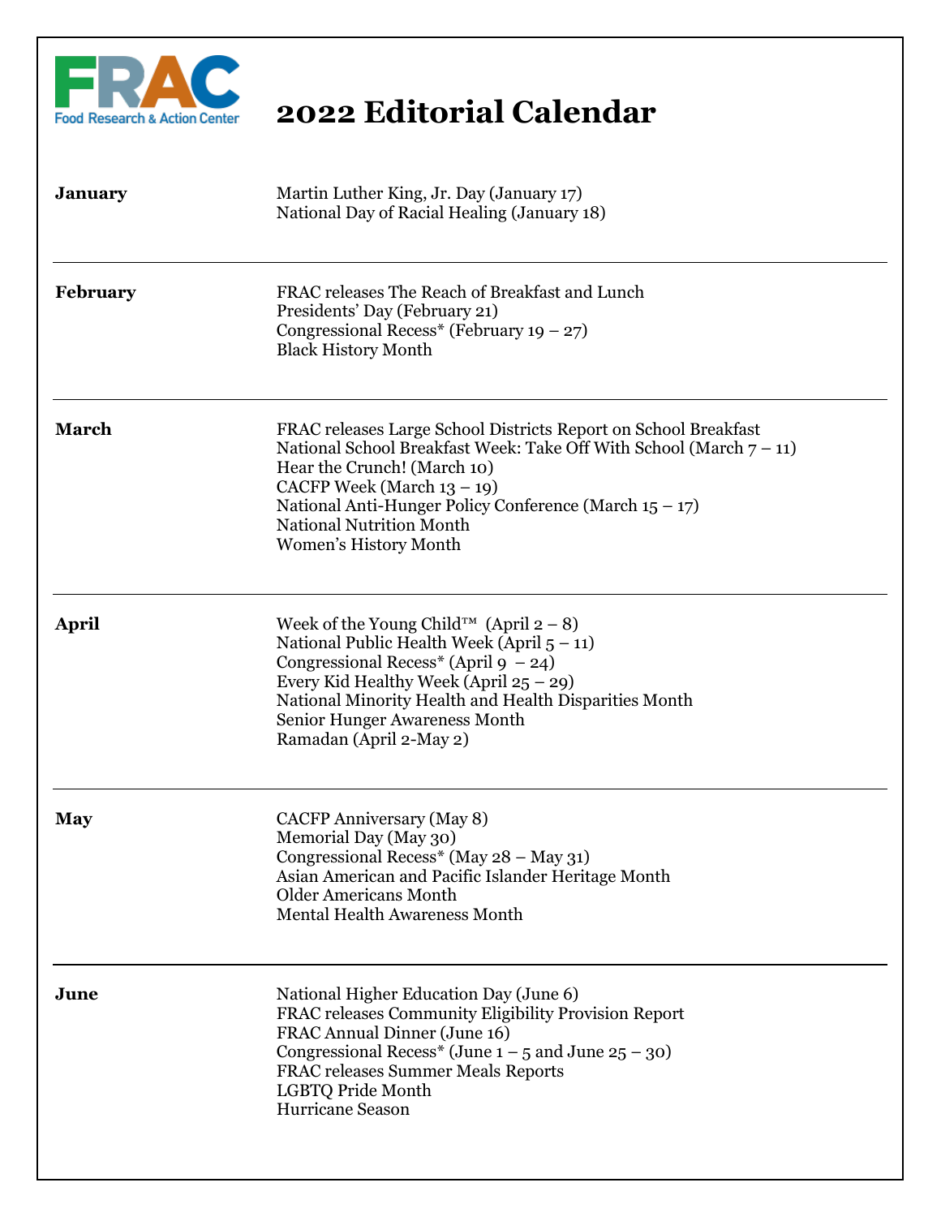FRAC
Food Research & Action Center

# 2022 Editorial Calendar

| Month | Events |
| --- | --- |
| **January** | Martin Luther King, Jr. Day (January 17)<br>National Day of Racial Healing (January 18) |
| **February** | FRAC releases The Reach of Breakfast and Lunch<br>Presidents' Day (February 21)<br>Congressional Recess* (February 19 – 27)<br>Black History Month |
| **March** | FRAC releases Large School Districts Report on School Breakfast<br>National School Breakfast Week: Take Off With School (March 7 – 11)<br>Hear the Crunch! (March 10)<br>CACFP Week (March 13 – 19)<br>National Anti-Hunger Policy Conference (March 15 – 17)<br>National Nutrition Month<br>Women's History Month |
| **April** | Week of the Young Child™ (April 2 – 8)<br>National Public Health Week (April 5 – 11)<br>Congressional Recess* (April 9 – 24)<br>Every Kid Healthy Week (April 25 – 29)<br>National Minority Health and Health Disparities Month<br>Senior Hunger Awareness Month<br>Ramadan (April 2-May 2) |
| **May** | CACFP Anniversary (May 8)<br>Memorial Day (May 30)<br>Congressional Recess* (May 28 – May 31)<br>Asian American and Pacific Islander Heritage Month<br>Older Americans Month<br>Mental Health Awareness Month |
| **June** | National Higher Education Day (June 6)<br>FRAC releases Community Eligibility Provision Report<br>FRAC Annual Dinner (June 16)<br>Congressional Recess* (June 1 – 5 and June 25 – 30)<br>FRAC releases Summer Meals Reports<br>LGBTQ Pride Month<br>Hurricane Season |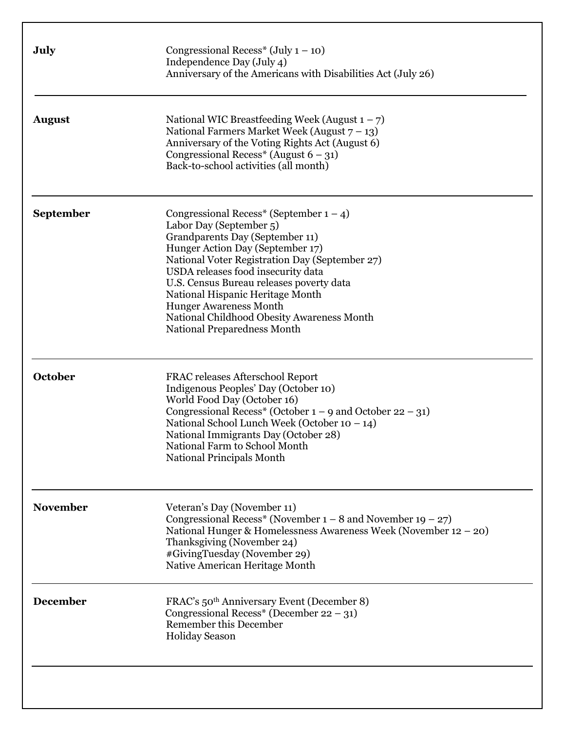| | |
|---|---|
| **July** | Congressional Recess* (July 1 – 10)<br>Independence Day (July 4)<br>Anniversary of the Americans with Disabilities Act (July 26) |
| **August** | National WIC Breastfeeding Week (August 1 – 7)<br>National Farmers Market Week (August 7 – 13)<br>Anniversary of the Voting Rights Act (August 6)<br>Congressional Recess* (August 6 – 31)<br>Back-to-school activities (all month) |
| **September** | Congressional Recess* (September 1 – 4)<br>Labor Day (September 5)<br>Grandparents Day (September 11)<br>Hunger Action Day (September 17)<br>National Voter Registration Day (September 27)<br>USDA releases food insecurity data<br>U.S. Census Bureau releases poverty data<br>National Hispanic Heritage Month<br>Hunger Awareness Month<br>National Childhood Obesity Awareness Month<br>National Preparedness Month |
| **October** | FRAC releases Afterschool Report<br>Indigenous Peoples' Day (October 10)<br>World Food Day (October 16)<br>Congressional Recess* (October 1 – 9 and October 22 – 31)<br>National School Lunch Week (October 10 – 14)<br>National Immigrants Day (October 28)<br>National Farm to School Month<br>National Principals Month |
| **November** | Veteran's Day (November 11)<br>Congressional Recess* (November 1 – 8 and November 19 – 27)<br>National Hunger & Homelessness Awareness Week (November 12 – 20)<br>Thanksgiving (November 24)<br>#GivingTuesday (November 29)<br>Native American Heritage Month |
| **December** | FRAC's 50th Anniversary Event (December 8)<br>Congressional Recess* (December 22 – 31)<br>Remember this December<br>Holiday Season |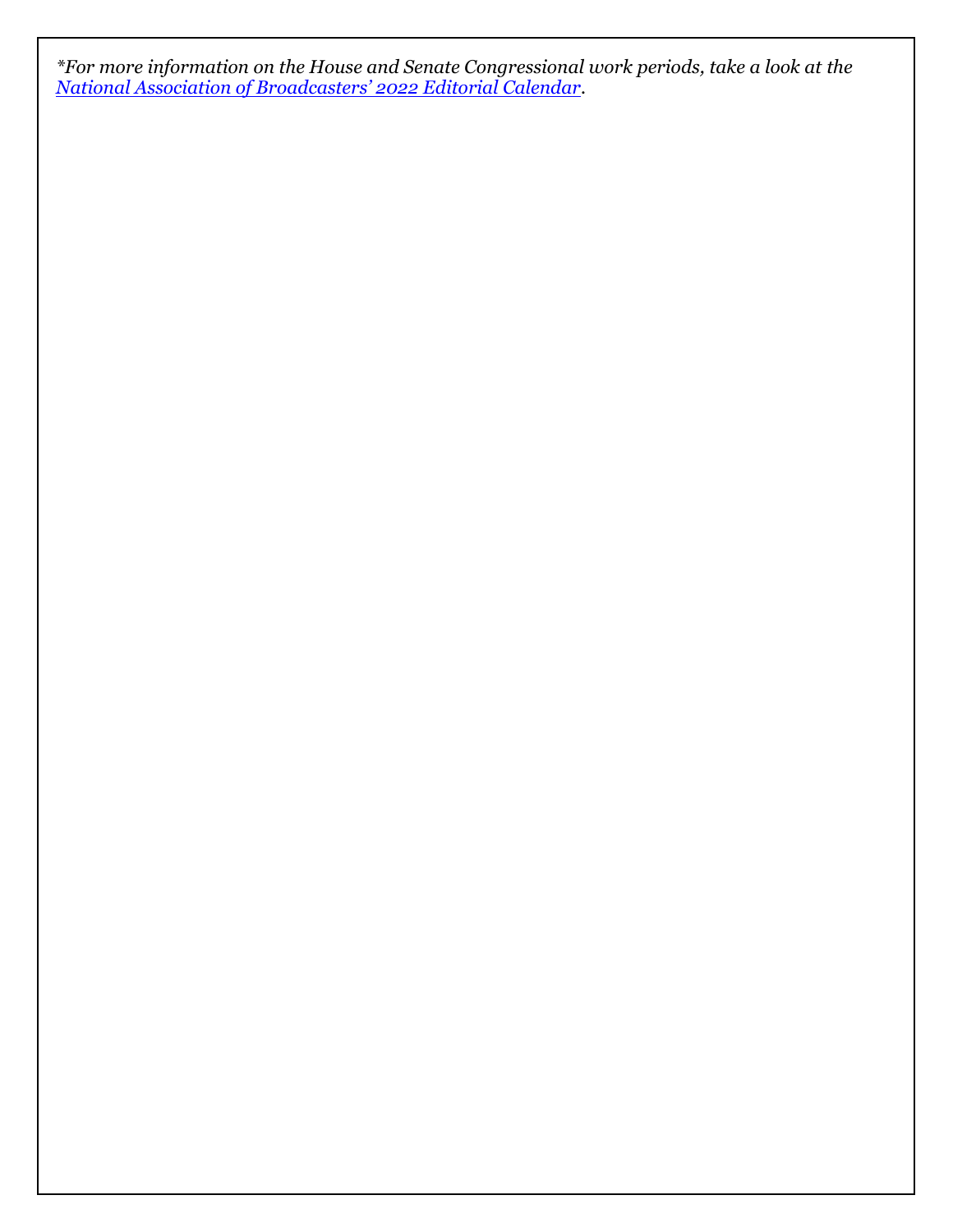*\*For more information on the House and Senate Congressional work periods, take a look at the [National Association of Broadcasters' 2022 Editorial Calendar](#).*